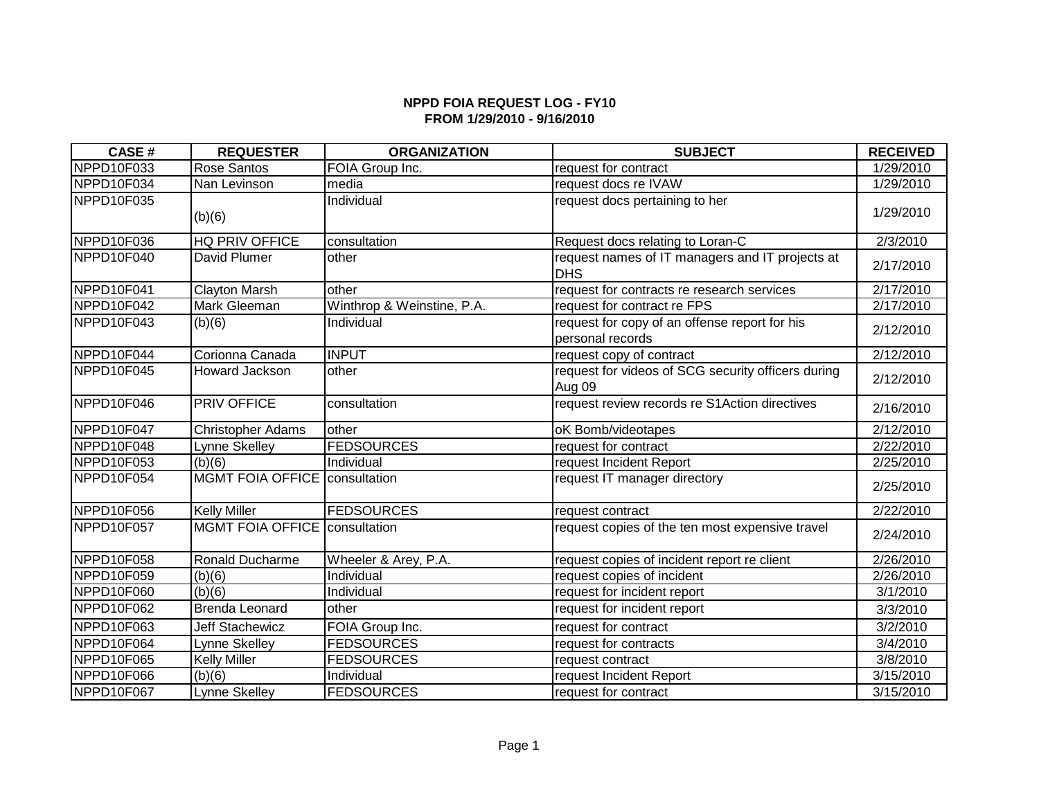**NPPD FOIA REQUEST LOG - FY10**
**FROM 1/29/2010 - 9/16/2010**

| CASE # | REQUESTER | ORGANIZATION | SUBJECT | RECEIVED |
|---|---|---|---|---|
| NPPD10F033 | Rose Santos | FOIA Group Inc. | request for contract | 1/29/2010 |
| NPPD10F034 | Nan Levinson | media | request docs re IVAW | 1/29/2010 |
| NPPD10F035 | (b)(6) | Individual | request docs pertaining to her | 1/29/2010 |
| NPPD10F036 | HQ PRIV OFFICE | consultation | Request docs relating to Loran-C | 2/3/2010 |
| NPPD10F040 | David Plumer | other | request names of IT managers and IT projects at DHS | 2/17/2010 |
| NPPD10F041 | Clayton Marsh | other | request for contracts re research services | 2/17/2010 |
| NPPD10F042 | Mark Gleeman | Winthrop & Weinstine, P.A. | request for contract re FPS | 2/17/2010 |
| NPPD10F043 | (b)(6) | Individual | request for copy of an offense report for his personal records | 2/12/2010 |
| NPPD10F044 | Corionna Canada | INPUT | request copy of contract | 2/12/2010 |
| NPPD10F045 | Howard Jackson | other | request for videos of SCG security officers during Aug 09 | 2/12/2010 |
| NPPD10F046 | PRIV OFFICE | consultation | request review records re S1Action directives | 2/16/2010 |
| NPPD10F047 | Christopher Adams | other | oK Bomb/videotapes | 2/12/2010 |
| NPPD10F048 | Lynne Skelley | FEDSOURCES | request for contract | 2/22/2010 |
| NPPD10F053 | (b)(6) | Individual | request Incident Report | 2/25/2010 |
| NPPD10F054 | MGMT FOIA OFFICE | consultation | request IT manager directory | 2/25/2010 |
| NPPD10F056 | Kelly Miller | FEDSOURCES | request contract | 2/22/2010 |
| NPPD10F057 | MGMT FOIA OFFICE | consultation | request copies of the ten most expensive travel | 2/24/2010 |
| NPPD10F058 | Ronald Ducharme | Wheeler & Arey, P.A. | request copies of incident report re client | 2/26/2010 |
| NPPD10F059 | (b)(6) | Individual | request copies of incident | 2/26/2010 |
| NPPD10F060 | (b)(6) | Individual | request for incident report | 3/1/2010 |
| NPPD10F062 | Brenda Leonard | other | request for incident report | 3/3/2010 |
| NPPD10F063 | Jeff Stachewicz | FOIA Group Inc. | request for contract | 3/2/2010 |
| NPPD10F064 | Lynne Skelley | FEDSOURCES | request for contracts | 3/4/2010 |
| NPPD10F065 | Kelly Miller | FEDSOURCES | request contract | 3/8/2010 |
| NPPD10F066 | (b)(6) | Individual | request Incident Report | 3/15/2010 |
| NPPD10F067 | Lynne Skelley | FEDSOURCES | request for contract | 3/15/2010 |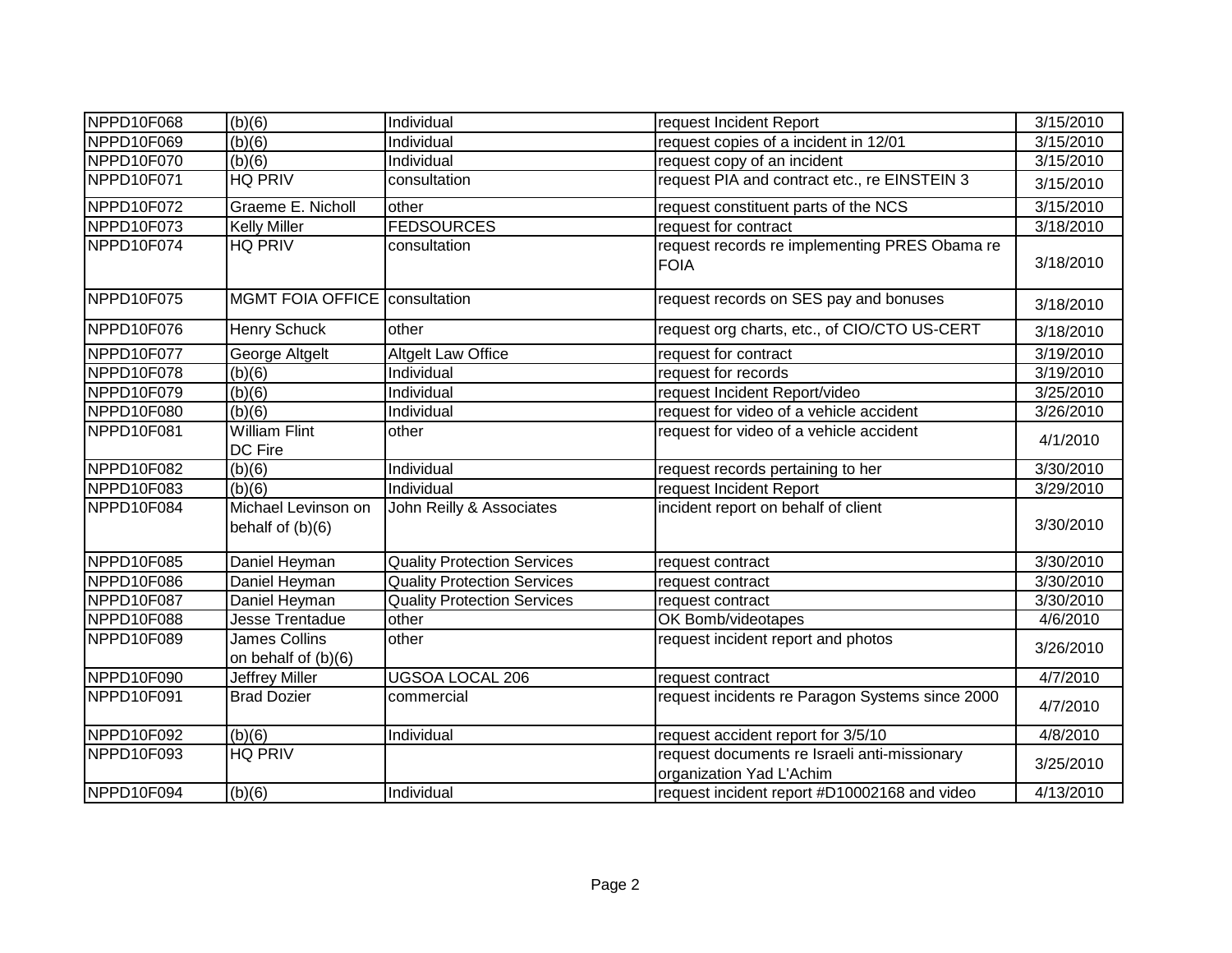| | | | | |
|---|---|---|---|---|
| NPPD10F068 | (b)(6) | Individual | request Incident Report | 3/15/2010 |
| NPPD10F069 | (b)(6) | Individual | request copies of a incident in 12/01 | 3/15/2010 |
| NPPD10F070 | (b)(6) | Individual | request copy of an incident | 3/15/2010 |
| NPPD10F071 | HQ PRIV | consultation | request PIA and contract etc., re EINSTEIN 3 | 3/15/2010 |
| NPPD10F072 | Graeme E. Nicholl | other | request constituent parts of the NCS | 3/15/2010 |
| NPPD10F073 | Kelly Miller | FEDSOURCES | request for contract | 3/18/2010 |
| NPPD10F074 | HQ PRIV | consultation | request records re implementing PRES Obama re FOIA | 3/18/2010 |
| NPPD10F075 | MGMT FOIA OFFICE | consultation | request records on SES pay and bonuses | 3/18/2010 |
| NPPD10F076 | Henry Schuck | other | request org charts, etc., of CIO/CTO US-CERT | 3/18/2010 |
| NPPD10F077 | George Altgelt | Altgelt Law Office | request for contract | 3/19/2010 |
| NPPD10F078 | (b)(6) | Individual | request for records | 3/19/2010 |
| NPPD10F079 | (b)(6) | Individual | request Incident Report/video | 3/25/2010 |
| NPPD10F080 | (b)(6) | Individual | request for video of a vehicle accident | 3/26/2010 |
| NPPD10F081 | William Flint DC Fire | other | request for video of a vehicle accident | 4/1/2010 |
| NPPD10F082 | (b)(6) | Individual | request records pertaining to her | 3/30/2010 |
| NPPD10F083 | (b)(6) | Individual | request Incident Report | 3/29/2010 |
| NPPD10F084 | Michael Levinson on behalf of (b)(6) | John Reilly & Associates | incident report on behalf of client | 3/30/2010 |
| NPPD10F085 | Daniel Heyman | Quality Protection Services | request contract | 3/30/2010 |
| NPPD10F086 | Daniel Heyman | Quality Protection Services | request contract | 3/30/2010 |
| NPPD10F087 | Daniel Heyman | Quality Protection Services | request contract | 3/30/2010 |
| NPPD10F088 | Jesse Trentadue | other | OK Bomb/videotapes | 4/6/2010 |
| NPPD10F089 | James Collins on behalf of (b)(6) | other | request incident report and photos | 3/26/2010 |
| NPPD10F090 | Jeffrey Miller | UGSOA LOCAL 206 | request contract | 4/7/2010 |
| NPPD10F091 | Brad Dozier | commercial | request incidents re Paragon Systems since 2000 | 4/7/2010 |
| NPPD10F092 | (b)(6) | Individual | request accident report for 3/5/10 | 4/8/2010 |
| NPPD10F093 | HQ PRIV | | request documents re Israeli anti-missionary organization Yad L'Achim | 3/25/2010 |
| NPPD10F094 | (b)(6) | Individual | request incident report #D10002168 and video | 4/13/2010 |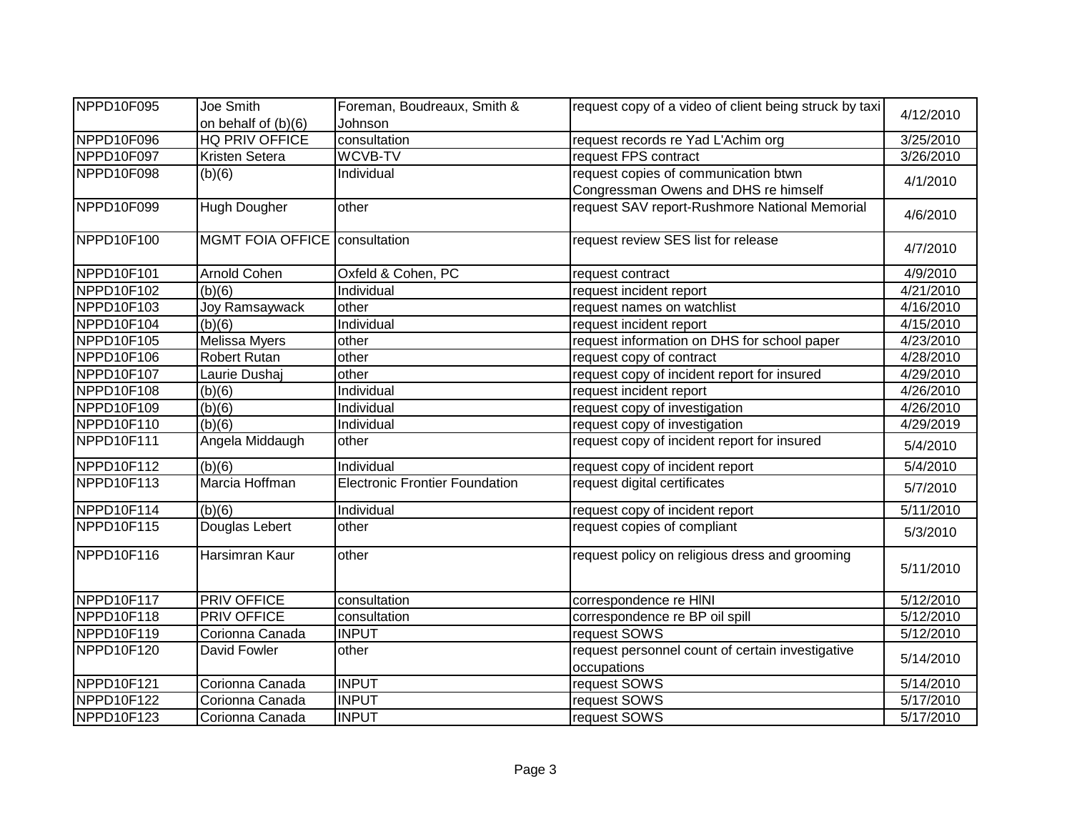| | | | | |
|---|---|---|---|---|
| NPPD10F095 | Joe Smith on behalf of (b)(6) | Foreman, Boudreaux, Smith & Johnson | request copy of a video of client being struck by taxi | 4/12/2010 |
| NPPD10F096 | HQ PRIV OFFICE | consultation | request records re Yad L'Achim org | 3/25/2010 |
| NPPD10F097 | Kristen Setera | WCVB-TV | request FPS contract | 3/26/2010 |
| NPPD10F098 | (b)(6) | Individual | request copies of communication btwn Congressman Owens and DHS re himself | 4/1/2010 |
| NPPD10F099 | Hugh Dougher | other | request SAV report-Rushmore National Memorial | 4/6/2010 |
| NPPD10F100 | MGMT FOIA OFFICE | consultation | request review SES list for release | 4/7/2010 |
| NPPD10F101 | Arnold Cohen | Oxfeld & Cohen, PC | request contract | 4/9/2010 |
| NPPD10F102 | (b)(6) | Individual | request incident report | 4/21/2010 |
| NPPD10F103 | Joy Ramsaywack | other | request names on watchlist | 4/16/2010 |
| NPPD10F104 | (b)(6) | Individual | request incident report | 4/15/2010 |
| NPPD10F105 | Melissa Myers | other | request information on DHS for school paper | 4/23/2010 |
| NPPD10F106 | Robert Rutan | other | request copy of contract | 4/28/2010 |
| NPPD10F107 | Laurie Dushaj | other | request copy of incident report for insured | 4/29/2010 |
| NPPD10F108 | (b)(6) | Individual | request incident report | 4/26/2010 |
| NPPD10F109 | (b)(6) | Individual | request copy of investigation | 4/26/2010 |
| NPPD10F110 | (b)(6) | Individual | request copy of investigation | 4/29/2019 |
| NPPD10F111 | Angela Middaugh | other | request copy of incident report for insured | 5/4/2010 |
| NPPD10F112 | (b)(6) | Individual | request copy of incident report | 5/4/2010 |
| NPPD10F113 | Marcia Hoffman | Electronic Frontier Foundation | request digital certificates | 5/7/2010 |
| NPPD10F114 | (b)(6) | Individual | request copy of incident report | 5/11/2010 |
| NPPD10F115 | Douglas Lebert | other | request copies of compliant | 5/3/2010 |
| NPPD10F116 | Harsimran Kaur | other | request policy on religious dress and grooming | 5/11/2010 |
| NPPD10F117 | PRIV OFFICE | consultation | correspondence re HINI | 5/12/2010 |
| NPPD10F118 | PRIV OFFICE | consultation | correspondence re BP oil spill | 5/12/2010 |
| NPPD10F119 | Corionna Canada | INPUT | request SOWS | 5/12/2010 |
| NPPD10F120 | David Fowler | other | request personnel count of certain investigative occupations | 5/14/2010 |
| NPPD10F121 | Corionna Canada | INPUT | request SOWS | 5/14/2010 |
| NPPD10F122 | Corionna Canada | INPUT | request SOWS | 5/17/2010 |
| NPPD10F123 | Corionna Canada | INPUT | request SOWS | 5/17/2010 |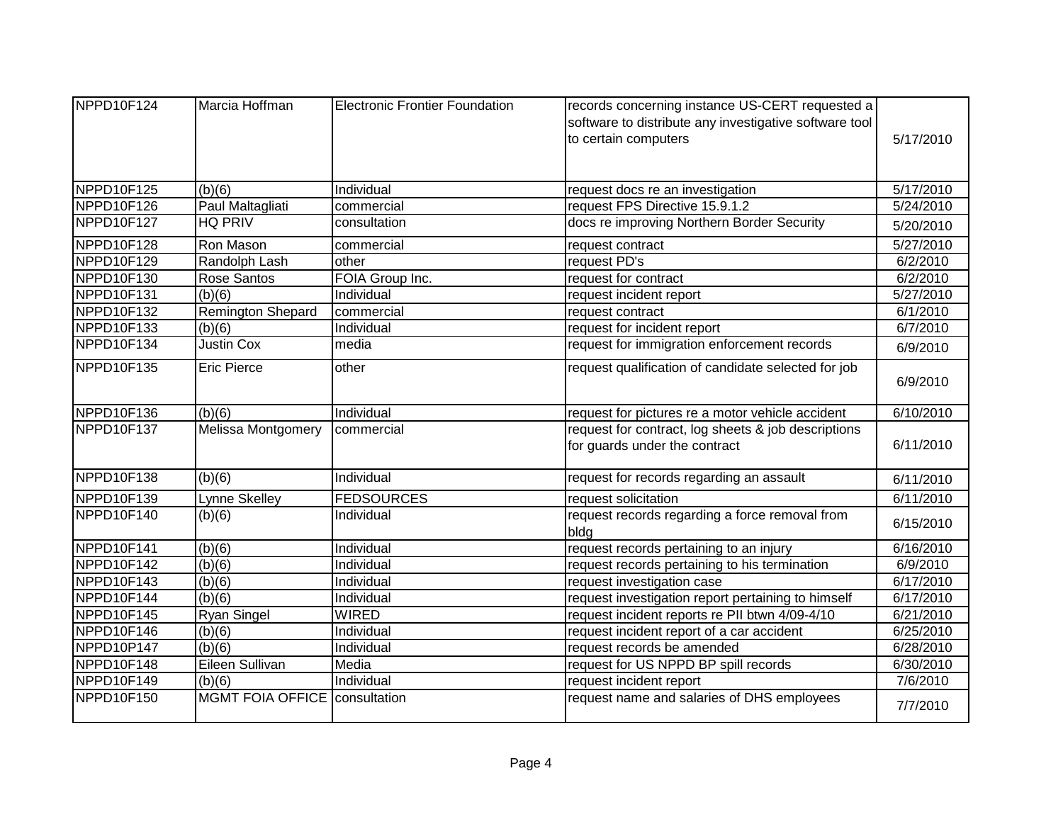| | | | | |
|---|---|---|---|---|
| NPPD10F124 | Marcia Hoffman | Electronic Frontier Foundation | records concerning instance US-CERT requested a software to distribute any investigative software tool to certain computers | 5/17/2010 |
| NPPD10F125 | (b)(6) | Individual | request docs re an investigation | 5/17/2010 |
| NPPD10F126 | Paul Maltagliati | commercial | request FPS Directive 15.9.1.2 | 5/24/2010 |
| NPPD10F127 | HQ PRIV | consultation | docs re improving Northern Border Security | 5/20/2010 |
| NPPD10F128 | Ron Mason | commercial | request contract | 5/27/2010 |
| NPPD10F129 | Randolph Lash | other | request PD's | 6/2/2010 |
| NPPD10F130 | Rose Santos | FOIA Group Inc. | request for contract | 6/2/2010 |
| NPPD10F131 | (b)(6) | Individual | request incident report | 5/27/2010 |
| NPPD10F132 | Remington Shepard | commercial | request contract | 6/1/2010 |
| NPPD10F133 | (b)(6) | Individual | request for incident report | 6/7/2010 |
| NPPD10F134 | Justin Cox | media | request for immigration enforcement records | 6/9/2010 |
| NPPD10F135 | Eric Pierce | other | request qualification of candidate selected for job | 6/9/2010 |
| NPPD10F136 | (b)(6) | Individual | request for pictures re a motor vehicle accident | 6/10/2010 |
| NPPD10F137 | Melissa Montgomery | commercial | request for contract, log sheets & job descriptions for guards under the contract | 6/11/2010 |
| NPPD10F138 | (b)(6) | Individual | request for records regarding an assault | 6/11/2010 |
| NPPD10F139 | Lynne Skelley | FEDSOURCES | request solicitation | 6/11/2010 |
| NPPD10F140 | (b)(6) | Individual | request records regarding a force removal from bldg | 6/15/2010 |
| NPPD10F141 | (b)(6) | Individual | request records pertaining to an injury | 6/16/2010 |
| NPPD10F142 | (b)(6) | Individual | request records pertaining to his termination | 6/9/2010 |
| NPPD10F143 | (b)(6) | Individual | request investigation case | 6/17/2010 |
| NPPD10F144 | (b)(6) | Individual | request investigation report pertaining to himself | 6/17/2010 |
| NPPD10F145 | Ryan Singel | WIRED | request incident reports re PII btwn 4/09-4/10 | 6/21/2010 |
| NPPD10F146 | (b)(6) | Individual | request incident report of a car accident | 6/25/2010 |
| NPPD10P147 | (b)(6) | Individual | request records be amended | 6/28/2010 |
| NPPD10F148 | Eileen Sullivan | Media | request for US NPPD BP spill records | 6/30/2010 |
| NPPD10F149 | (b)(6) | Individual | request incident report | 7/6/2010 |
| NPPD10F150 | MGMT FOIA OFFICE | consultation | request name and salaries of DHS employees | 7/7/2010 |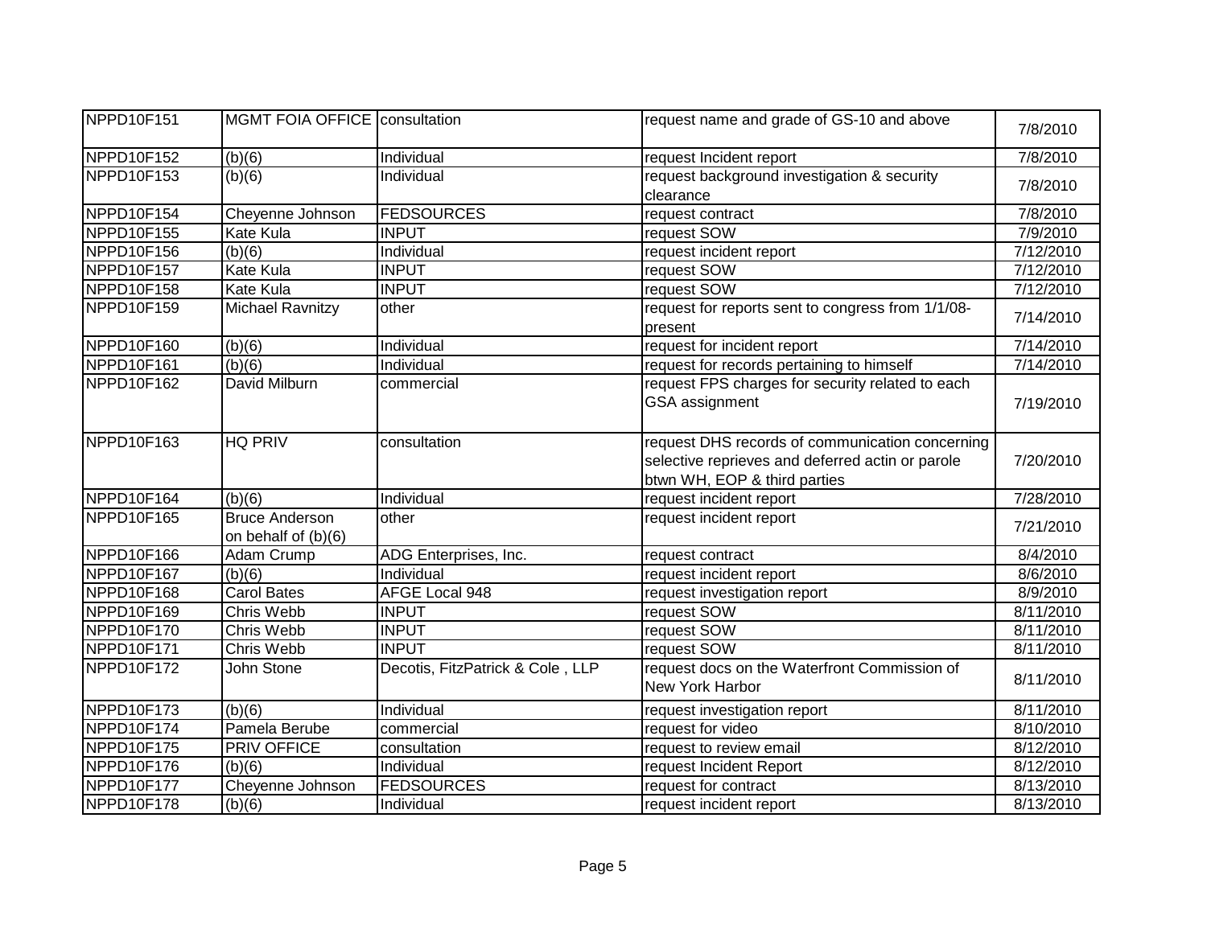| | | | | |
|---|---|---|---|---|
| NPPD10F151 | MGMT FOIA OFFICE | consultation | request name and grade of GS-10 and above | 7/8/2010 |
| NPPD10F152 | (b)(6) | Individual | request Incident report | 7/8/2010 |
| NPPD10F153 | (b)(6) | Individual | request background investigation & security clearance | 7/8/2010 |
| NPPD10F154 | Cheyenne Johnson | FEDSOURCES | request contract | 7/8/2010 |
| NPPD10F155 | Kate Kula | INPUT | request SOW | 7/9/2010 |
| NPPD10F156 | (b)(6) | Individual | request incident report | 7/12/2010 |
| NPPD10F157 | Kate Kula | INPUT | request SOW | 7/12/2010 |
| NPPD10F158 | Kate Kula | INPUT | request SOW | 7/12/2010 |
| NPPD10F159 | Michael Ravnitzy | other | request for reports sent to congress from 1/1/08-present | 7/14/2010 |
| NPPD10F160 | (b)(6) | Individual | request for incident report | 7/14/2010 |
| NPPD10F161 | (b)(6) | Individual | request for records pertaining to himself | 7/14/2010 |
| NPPD10F162 | David Milburn | commercial | request FPS charges for security related to each GSA assignment | 7/19/2010 |
| NPPD10F163 | HQ PRIV | consultation | request DHS records of communication concerning selective reprieves and deferred actin or parole btwn WH, EOP & third parties | 7/20/2010 |
| NPPD10F164 | (b)(6) | Individual | request incident report | 7/28/2010 |
| NPPD10F165 | Bruce Anderson on behalf of (b)(6) | other | request incident report | 7/21/2010 |
| NPPD10F166 | Adam Crump | ADG Enterprises, Inc. | request contract | 8/4/2010 |
| NPPD10F167 | (b)(6) | Individual | request incident report | 8/6/2010 |
| NPPD10F168 | Carol Bates | AFGE Local 948 | request investigation report | 8/9/2010 |
| NPPD10F169 | Chris Webb | INPUT | request SOW | 8/11/2010 |
| NPPD10F170 | Chris Webb | INPUT | request SOW | 8/11/2010 |
| NPPD10F171 | Chris Webb | INPUT | request SOW | 8/11/2010 |
| NPPD10F172 | John Stone | Decotis, FitzPatrick & Cole , LLP | request docs on the Waterfront Commission of New York Harbor | 8/11/2010 |
| NPPD10F173 | (b)(6) | Individual | request investigation report | 8/11/2010 |
| NPPD10F174 | Pamela Berube | commercial | request for video | 8/10/2010 |
| NPPD10F175 | PRIV OFFICE | consultation | request to review email | 8/12/2010 |
| NPPD10F176 | (b)(6) | Individual | request Incident Report | 8/12/2010 |
| NPPD10F177 | Cheyenne Johnson | FEDSOURCES | request for contract | 8/13/2010 |
| NPPD10F178 | (b)(6) | Individual | request incident report | 8/13/2010 |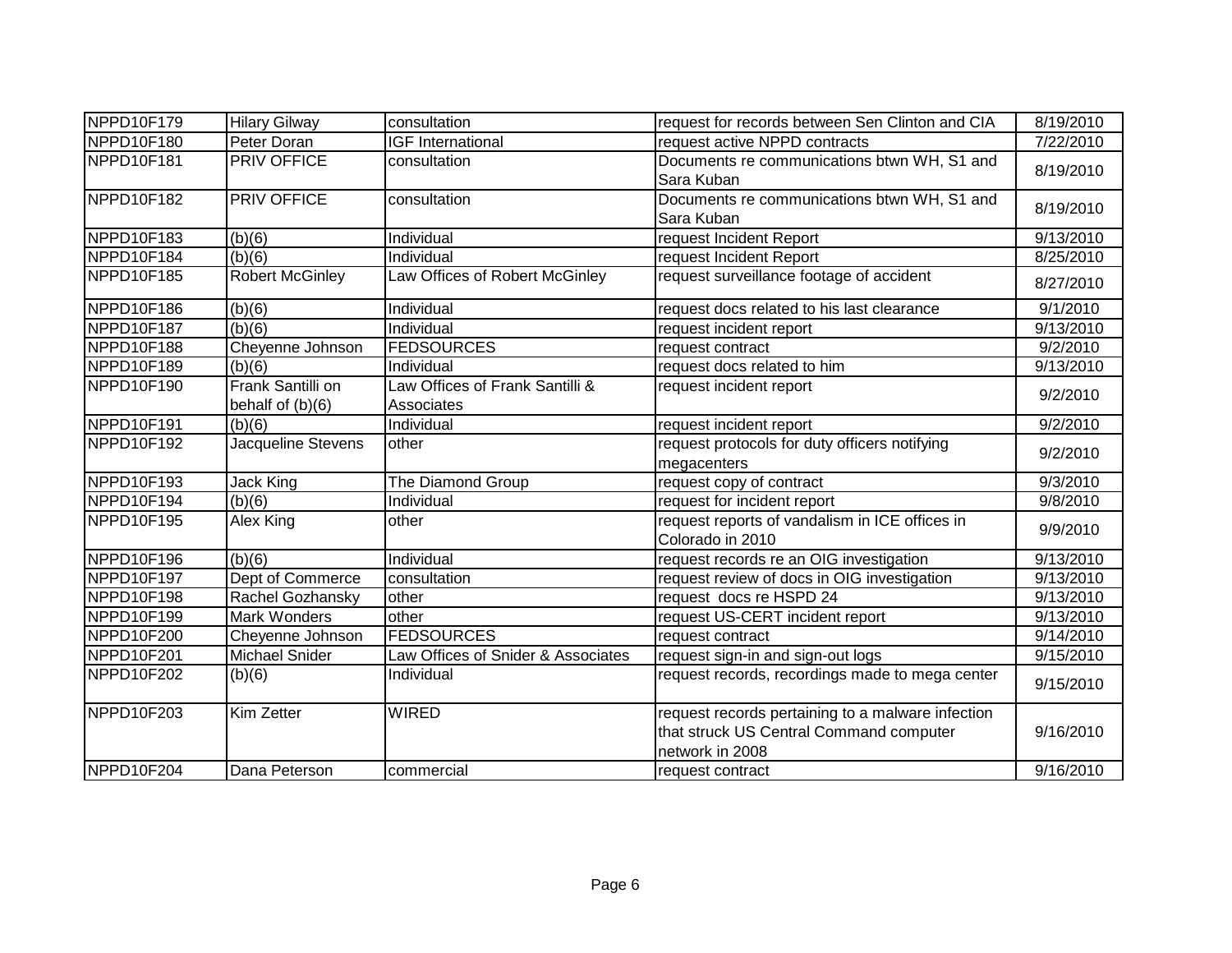| | | | | |
|---|---|---|---|---|
| NPPD10F179 | Hilary Gilway | consultation | request for records between Sen Clinton and CIA | 8/19/2010 |
| NPPD10F180 | Peter Doran | IGF International | request active NPPD contracts | 7/22/2010 |
| NPPD10F181 | PRIV OFFICE | consultation | Documents re communications btwn WH, S1 and Sara Kuban | 8/19/2010 |
| NPPD10F182 | PRIV OFFICE | consultation | Documents re communications btwn WH, S1 and Sara Kuban | 8/19/2010 |
| NPPD10F183 | (b)(6) | Individual | request Incident Report | 9/13/2010 |
| NPPD10F184 | (b)(6) | Individual | request Incident Report | 8/25/2010 |
| NPPD10F185 | Robert McGinley | Law Offices of Robert McGinley | request surveillance footage of accident | 8/27/2010 |
| NPPD10F186 | (b)(6) | Individual | request docs related to his last clearance | 9/1/2010 |
| NPPD10F187 | (b)(6) | Individual | request incident report | 9/13/2010 |
| NPPD10F188 | Cheyenne Johnson | FEDSOURCES | request contract | 9/2/2010 |
| NPPD10F189 | (b)(6) | Individual | request docs related to him | 9/13/2010 |
| NPPD10F190 | Frank Santilli on behalf of (b)(6) | Law Offices of Frank Santilli & Associates | request incident report | 9/2/2010 |
| NPPD10F191 | (b)(6) | Individual | request incident report | 9/2/2010 |
| NPPD10F192 | Jacqueline Stevens | other | request protocols for duty officers notifying megacenters | 9/2/2010 |
| NPPD10F193 | Jack King | The Diamond Group | request copy of contract | 9/3/2010 |
| NPPD10F194 | (b)(6) | Individual | request for incident report | 9/8/2010 |
| NPPD10F195 | Alex King | other | request reports of vandalism in ICE offices in Colorado in 2010 | 9/9/2010 |
| NPPD10F196 | (b)(6) | Individual | request records re an OIG investigation | 9/13/2010 |
| NPPD10F197 | Dept of Commerce | consultation | request review of docs in OIG investigation | 9/13/2010 |
| NPPD10F198 | Rachel Gozhansky | other | request docs re HSPD 24 | 9/13/2010 |
| NPPD10F199 | Mark Wonders | other | request US-CERT incident report | 9/13/2010 |
| NPPD10F200 | Cheyenne Johnson | FEDSOURCES | request contract | 9/14/2010 |
| NPPD10F201 | Michael Snider | Law Offices of Snider & Associates | request sign-in and sign-out logs | 9/15/2010 |
| NPPD10F202 | (b)(6) | Individual | request records, recordings made to mega center | 9/15/2010 |
| NPPD10F203 | Kim Zetter | WIRED | request records pertaining to a malware infection that struck US Central Command computer network in 2008 | 9/16/2010 |
| NPPD10F204 | Dana Peterson | commercial | request contract | 9/16/2010 |